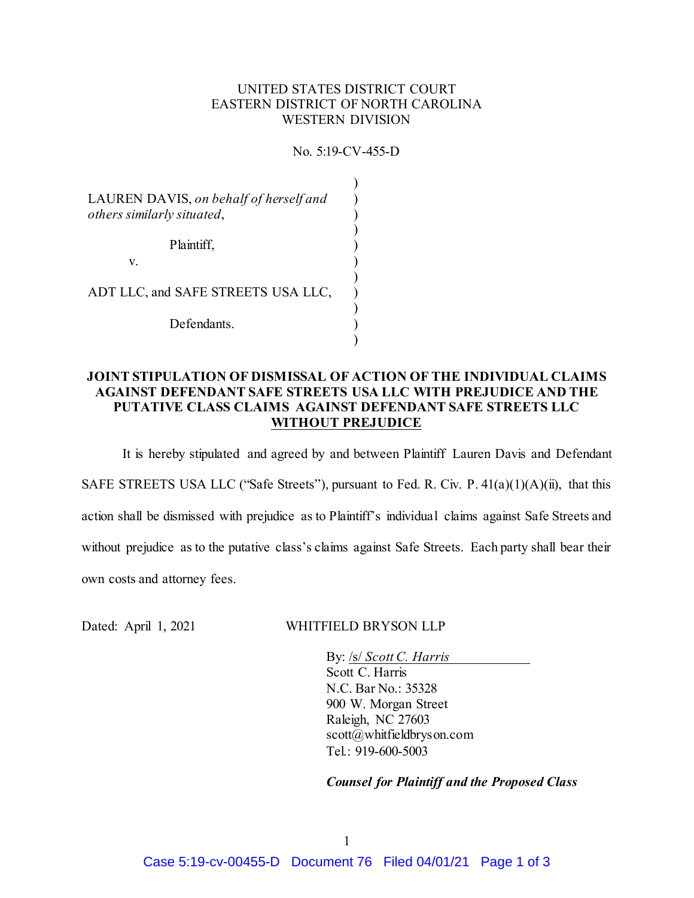UNITED STATES DISTRICT COURT
EASTERN DISTRICT OF NORTH CAROLINA
WESTERN DIVISION

No. 5:19-CV-455-D

LAUREN DAVIS, *on behalf of herself and others similarly situated*,

Plaintiff,

v.

ADT LLC, and SAFE STREETS USA LLC,

Defendants.

**JOINT STIPULATION OF DISMISSAL OF ACTION OF THE INDIVIDUAL CLAIMS AGAINST DEFENDANT SAFE STREETS USA LLC WITH PREJUDICE AND THE PUTATIVE CLASS CLAIMS AGAINST DEFENDANT SAFE STREETS LLC WITHOUT PREJUDICE**

It is hereby stipulated and agreed by and between Plaintiff Lauren Davis and Defendant SAFE STREETS USA LLC ("Safe Streets"), pursuant to Fed. R. Civ. P. 41(a)(1)(A)(ii), that this action shall be dismissed with prejudice as to Plaintiff's individual claims against Safe Streets and without prejudice as to the putative class's claims against Safe Streets. Each party shall bear their own costs and attorney fees.

Dated: April 1, 2021

WHITFIELD BRYSON LLP

By: /s/ *Scott C. Harris*
Scott C. Harris
N.C. Bar No.: 35328
900 W. Morgan Street
Raleigh, NC 27603
scott@whitfieldbryson.com
Tel.: 919-600-5003

***Counsel for Plaintiff and the Proposed Class***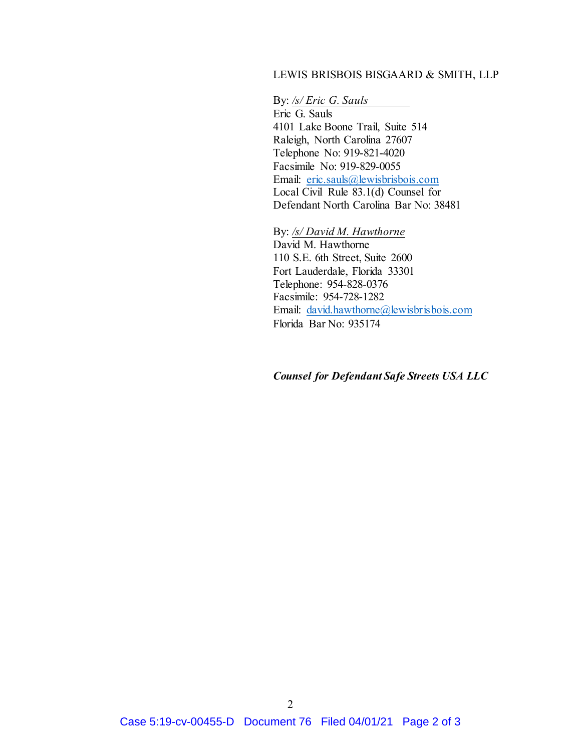LEWIS BRISBOIS BISGAARD & SMITH, LLP

By: */s/ Eric G. Sauls*
Eric G. Sauls
4101 Lake Boone Trail, Suite 514
Raleigh, North Carolina 27607
Telephone No: 919-821-4020
Facsimile No: 919-829-0055
Email: eric.sauls@lewisbrisbois.com
Local Civil Rule 83.1(d) Counsel for Defendant North Carolina Bar No: 38481

By: */s/ David M. Hawthorne*
David M. Hawthorne
110 S.E. 6th Street, Suite 2600
Fort Lauderdale, Florida 33301
Telephone: 954-828-0376
Facsimile: 954-728-1282
Email: david.hawthorne@lewisbrisbois.com
Florida Bar No: 935174

***Counsel for Defendant Safe Streets USA LLC***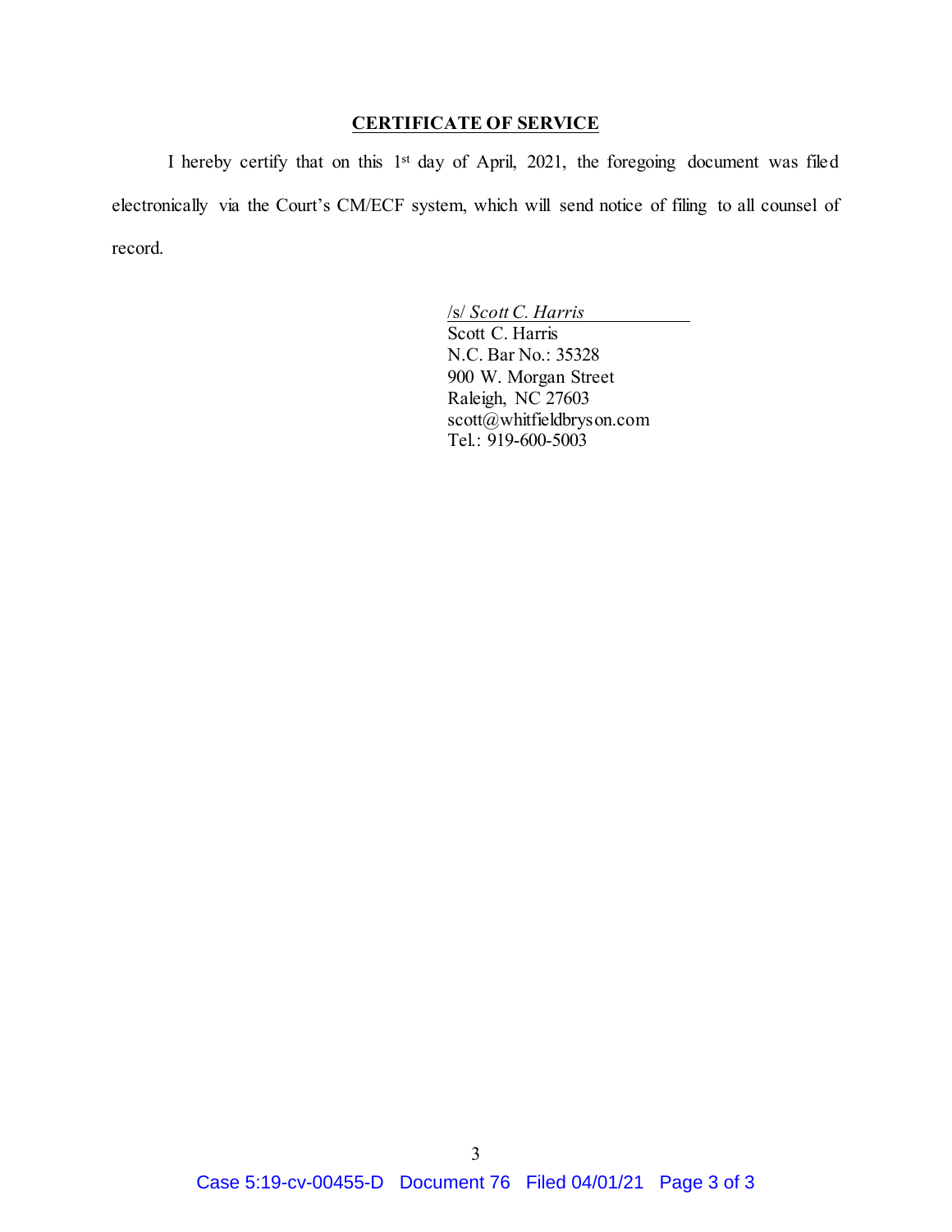**CERTIFICATE OF SERVICE**

I hereby certify that on this 1st day of April, 2021, the foregoing document was filed electronically via the Court's CM/ECF system, which will send notice of filing to all counsel of record.

/s/ *Scott C. Harris*
Scott C. Harris
N.C. Bar No.: 35328
900 W. Morgan Street
Raleigh, NC 27603
scott@whitfieldbryson.com
Tel.: 919-600-5003